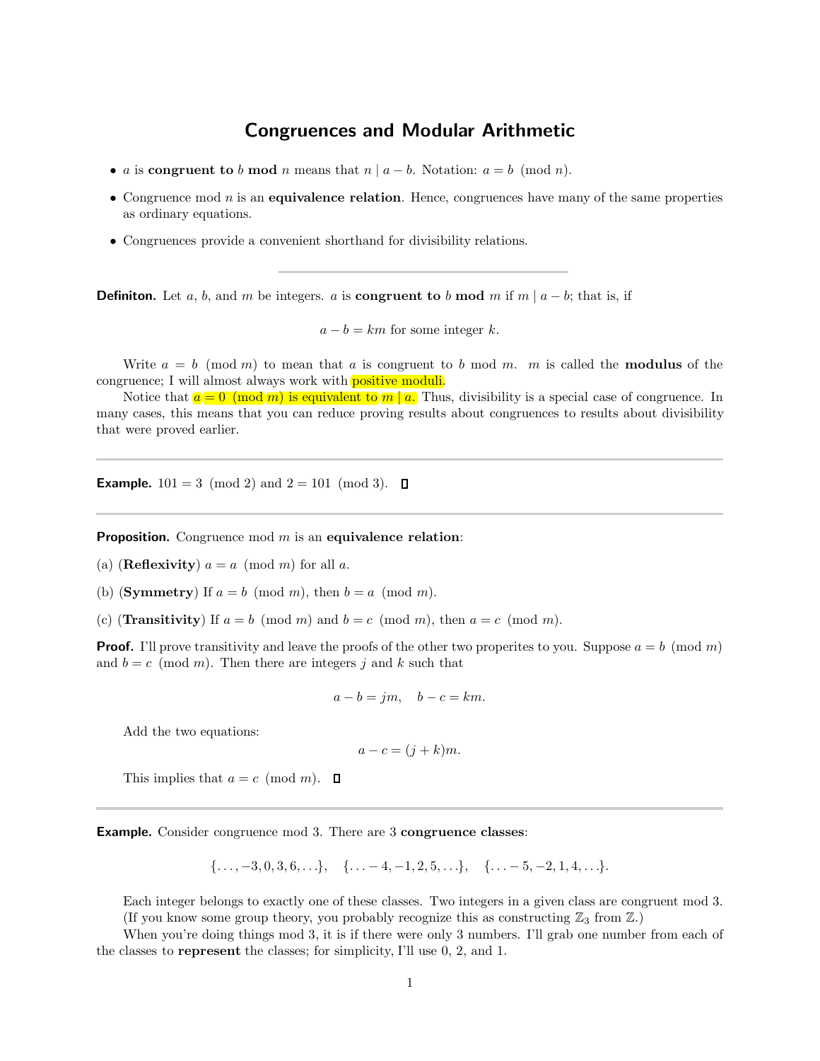# Congruences and Modular Arithmetic

- $a$ is **congruent to** $b$ **mod** $n$ means that $n \mid a - b$. Notation: $a = b \pmod{n}$.
- Congruence mod $n$ is an **equivalence relation**. Hence, congruences have many of the same properties as ordinary equations.
- Congruences provide a convenient shorthand for divisibility relations.

---

**Definiton.** Let $a$, $b$, and $m$ be integers. $a$ is **congruent to** $b$ **mod** $m$ if $m \mid a - b$; that is, if

$$a - b = km \text{ for some integer } k.$$

Write $a = b \pmod{m}$ to mean that $a$ is congruent to $b$ mod $m$. $m$ is called the **modulus** of the congruence; I will almost always work with positive moduli.

Notice that $a = 0 \pmod{m}$ is equivalent to $m \mid a$. Thus, divisibility is a special case of congruence. In many cases, this means that you can reduce proving results about congruences to results about divisibility that were proved earlier.

---

**Example.** $101 = 3 \pmod{2}$ and $2 = 101 \pmod{3}$. □

---

**Proposition.** Congruence mod $m$ is an **equivalence relation**:

(a) (**Reflexivity**) $a = a \pmod{m}$ for all $a$.

(b) (**Symmetry**) If $a = b \pmod{m}$, then $b = a \pmod{m}$.

(c) (**Transitivity**) If $a = b \pmod{m}$ and $b = c \pmod{m}$, then $a = c \pmod{m}$.

**Proof.** I'll prove transitivity and leave the proofs of the other two properites to you. Suppose $a = b \pmod{m}$ and $b = c \pmod{m}$. Then there are integers $j$ and $k$ such that

$$a - b = jm, \quad b - c = km.$$

Add the two equations:

$$a - c = (j + k)m.$$

This implies that $a = c \pmod{m}$. □

---

**Example.** Consider congruence mod 3. There are 3 **congruence classes**:

$$\{\ldots, -3, 0, 3, 6, \ldots\}, \quad \{\ldots -4, -1, 2, 5, \ldots\}, \quad \{\ldots -5, -2, 1, 4, \ldots\}.$$

Each integer belongs to exactly one of these classes. Two integers in a given class are congruent mod 3. (If you know some group theory, you probably recognize this as constructing $\mathbb{Z}_3$ from $\mathbb{Z}$.)

When you're doing things mod 3, it is if there were only 3 numbers. I'll grab one number from each of the classes to **represent** the classes; for simplicity, I'll use 0, 2, and 1.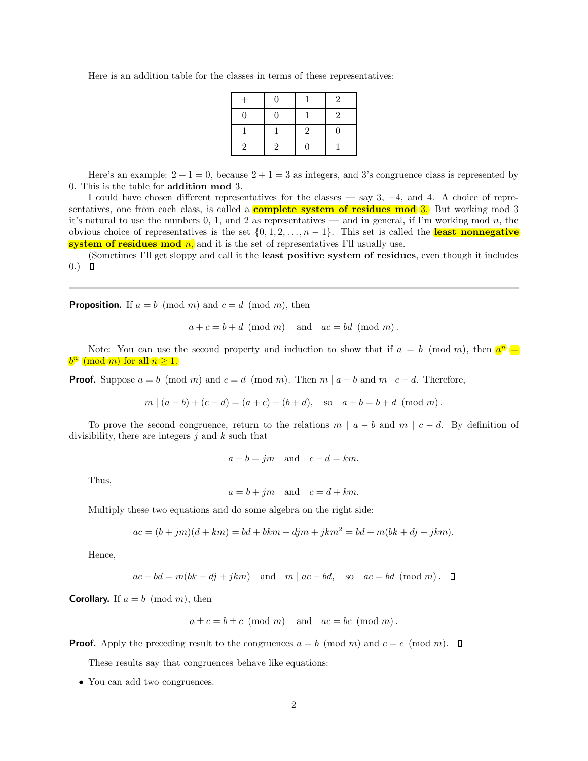Here is an addition table for the classes in terms of these representatives:

| + | 0 | 1 | 2 |
|---|---|---|---|
| 0 | 0 | 1 | 2 |
| 1 | 1 | 2 | 0 |
| 2 | 2 | 0 | 1 |

Here's an example: $2 + 1 = 0$, because $2 + 1 = 3$ as integers, and 3's congruence class is represented by 0. This is the table for **addition mod** 3.

I could have chosen different representatives for the classes — say 3, $-4$, and 4. A choice of representatives, one from each class, is called a **complete system of residues mod** 3. But working mod 3 it's natural to use the numbers 0, 1, and 2 as representatives — and in general, if I'm working mod $n$, the obvious choice of representatives is the set $\{0, 1, 2, \ldots, n-1\}$. This set is called the **least nonnegative system of residues mod** $n$, and it is the set of representatives I'll usually use.

(Sometimes I'll get sloppy and call it the **least positive system of residues**, even though it includes 0.) $\square$

---

**Proposition.** If $a = b \pmod{m}$ and $c = d \pmod{m}$, then

$$a + c = b + d \pmod{m} \quad \text{and} \quad ac = bd \pmod{m}.$$

Note: You can use the second property and induction to show that if $a = b \pmod{m}$, then $a^n = b^n \pmod{m}$ for all $n \geq 1$.

**Proof.** Suppose $a = b \pmod{m}$ and $c = d \pmod{m}$. Then $m \mid a - b$ and $m \mid c - d$. Therefore,

$$m \mid (a - b) + (c - d) = (a + c) - (b + d), \quad \text{so} \quad a + b = b + d \pmod{m}.$$

To prove the second congruence, return to the relations $m \mid a - b$ and $m \mid c - d$. By definition of divisibility, there are integers $j$ and $k$ such that

$$a - b = jm \quad \text{and} \quad c - d = km.$$

Thus,

$$a = b + jm \quad \text{and} \quad c = d + km.$$

Multiply these two equations and do some algebra on the right side:

$$ac = (b + jm)(d + km) = bd + bkm + djm + jkm^2 = bd + m(bk + dj + jkm).$$

Hence,

$$ac - bd = m(bk + dj + jkm) \quad \text{and} \quad m \mid ac - bd, \quad \text{so} \quad ac = bd \pmod{m}. \quad \square$$

**Corollary.** If $a = b \pmod{m}$, then

$$a \pm c = b \pm c \pmod{m} \quad \text{and} \quad ac = bc \pmod{m}.$$

**Proof.** Apply the preceding result to the congruences $a = b \pmod{m}$ and $c = c \pmod{m}$. $\square$

These results say that congruences behave like equations:

- You can add two congruences.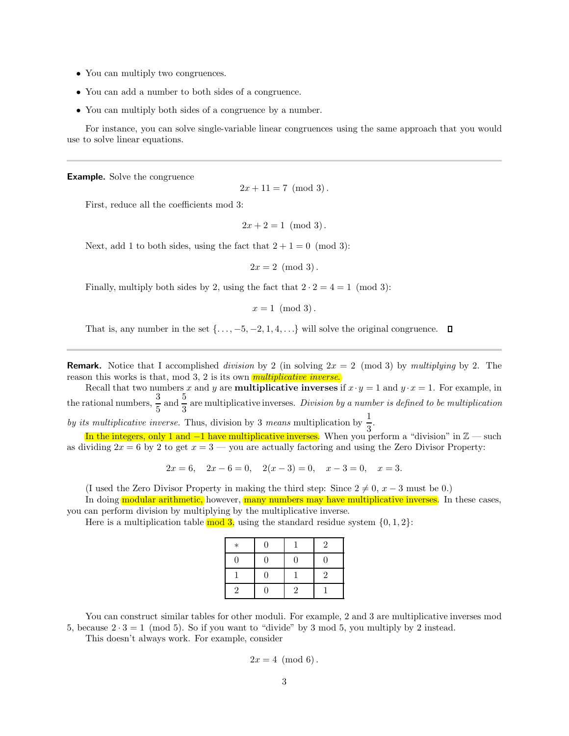- You can multiply two congruences.
- You can add a number to both sides of a congruence.
- You can multiply both sides of a congruence by a number.

For instance, you can solve single-variable linear congruences using the same approach that you would use to solve linear equations.

---

**Example.** Solve the congruence

$$2x + 11 = 7 \pmod{3}.$$

First, reduce all the coefficients mod 3:

$$2x + 2 = 1 \pmod{3}.$$

Next, add 1 to both sides, using the fact that $2 + 1 = 0 \pmod{3}$:

$$2x = 2 \pmod{3}.$$

Finally, multiply both sides by 2, using the fact that $2 \cdot 2 = 4 = 1 \pmod{3}$:

$$x = 1 \pmod{3}.$$

That is, any number in the set $\{\ldots, -5, -2, 1, 4, \ldots\}$ will solve the original congruence. □

---

**Remark.** Notice that I accomplished *division* by 2 (in solving $2x = 2 \pmod{3}$ by *multiplying* by 2. The reason this works is that, mod 3, 2 is its own *multiplicative inverse.*

Recall that two numbers $x$ and $y$ are **multiplicative inverses** if $x \cdot y = 1$ and $y \cdot x = 1$. For example, in the rational numbers, $\dfrac{3}{5}$ and $\dfrac{5}{3}$ are multiplicative inverses. *Division by a number is defined to be multiplication by its multiplicative inverse.* Thus, division by 3 *means* multiplication by $\dfrac{1}{3}$.

In the integers, only 1 and $-1$ have multiplicative inverses. When you perform a "division" in $\mathbb{Z}$ — such as dividing $2x = 6$ by 2 to get $x = 3$ — you are actually factoring and using the Zero Divisor Property:

$$2x = 6, \quad 2x - 6 = 0, \quad 2(x - 3) = 0, \quad x - 3 = 0, \quad x = 3.$$

(I used the Zero Divisor Property in making the third step: Since $2 \neq 0$, $x - 3$ must be 0.)

In doing modular arithmetic, however, many numbers may have multiplicative inverses. In these cases, you can perform division by multiplying by the multiplicative inverse.

Here is a multiplication table mod 3, using the standard residue system $\{0, 1, 2\}$:

| $*$ | 0 | 1 | 2 |
|---|---|---|---|
| 0 | 0 | 0 | 0 |
| 1 | 0 | 1 | 2 |
| 2 | 0 | 2 | 1 |

You can construct similar tables for other moduli. For example, 2 and 3 are multiplicative inverses mod 5, because $2 \cdot 3 = 1 \pmod{5}$. So if you want to "divide" by 3 mod 5, you multiply by 2 instead.

This doesn't always work. For example, consider

$$2x = 4 \pmod{6}.$$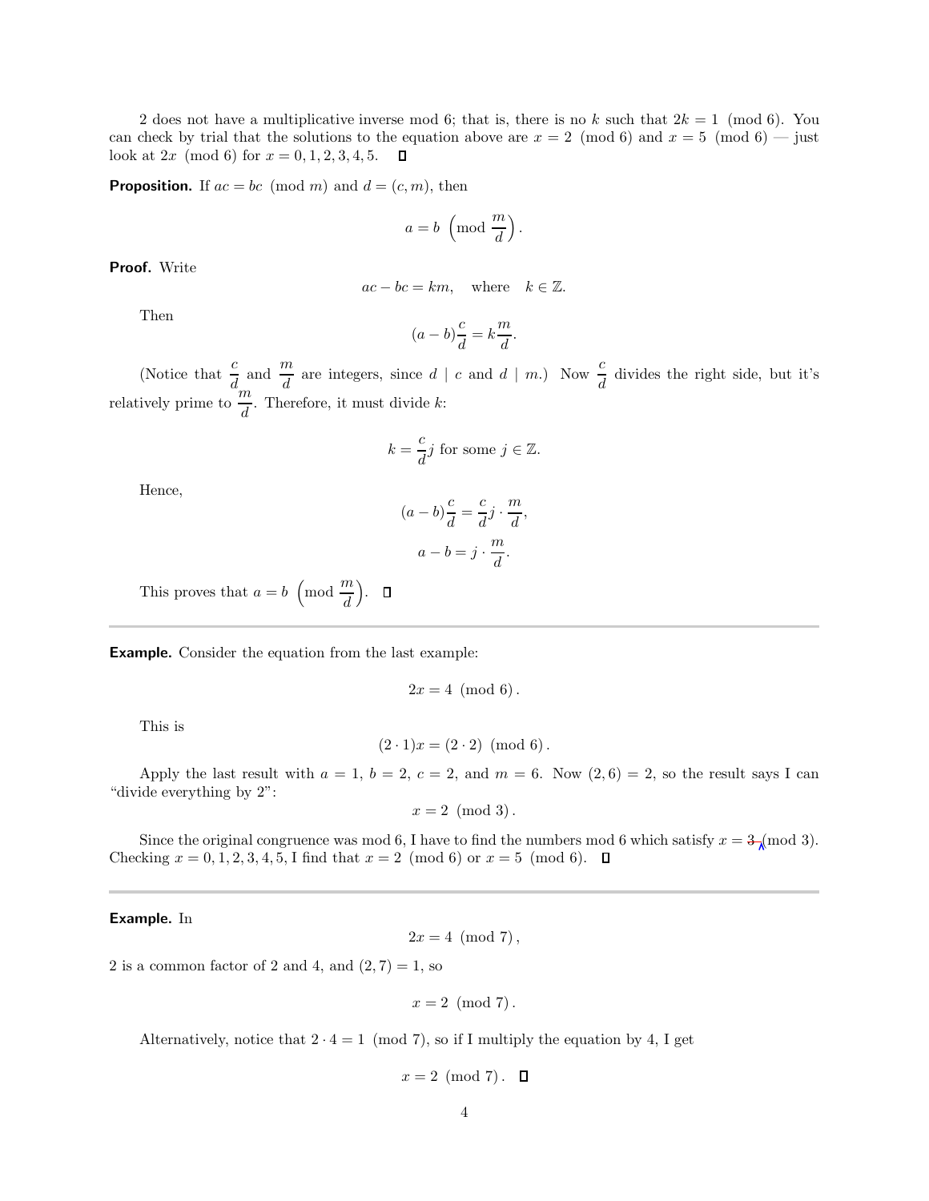2 does not have a multiplicative inverse mod 6; that is, there is no $k$ such that $2k = 1 \pmod{6}$. You can check by trial that the solutions to the equation above are $x = 2 \pmod{6}$ and $x = 5 \pmod{6}$ — just look at $2x \pmod{6}$ for $x = 0, 1, 2, 3, 4, 5$. $\square$

**Proposition.** If $ac = bc \pmod{m}$ and $d = (c, m)$, then

$$a = b \left(\text{mod } \frac{m}{d}\right).$$

**Proof.** Write

$$ac - bc = km, \quad \text{where} \quad k \in \mathbb{Z}.$$

Then

$$(a - b)\frac{c}{d} = k\frac{m}{d}.$$

(Notice that $\dfrac{c}{d}$ and $\dfrac{m}{d}$ are integers, since $d \mid c$ and $d \mid m$.) Now $\dfrac{c}{d}$ divides the right side, but it's relatively prime to $\dfrac{m}{d}$. Therefore, it must divide $k$:

$$k = \frac{c}{d}j \text{ for some } j \in \mathbb{Z}.$$

Hence,

$$(a - b)\frac{c}{d} = \frac{c}{d}j \cdot \frac{m}{d},$$

$$a - b = j \cdot \frac{m}{d}.$$

This proves that $a = b \left(\text{mod } \dfrac{m}{d}\right)$. $\square$

---

**Example.** Consider the equation from the last example:

$$2x = 4 \pmod{6}.$$

This is

$$(2 \cdot 1)x = (2 \cdot 2) \pmod{6}.$$

Apply the last result with $a = 1$, $b = 2$, $c = 2$, and $m = 6$. Now $(2, 6) = 2$, so the result says I can "divide everything by 2":

$$x = 2 \pmod{3}.$$

Since the original congruence was mod 6, I have to find the numbers mod 6 which satisfy $x =$ ~~3~~ (mod 3). Checking $x = 0, 1, 2, 3, 4, 5$, I find that $x = 2 \pmod{6}$ or $x = 5 \pmod{6}$. $\square$

---

**Example.** In

$$2x = 4 \pmod{7},$$

2 is a common factor of 2 and 4, and $(2, 7) = 1$, so

$$x = 2 \pmod{7}.$$

Alternatively, notice that $2 \cdot 4 = 1 \pmod{7}$, so if I multiply the equation by 4, I get

$$x = 2 \pmod{7}. \quad \square$$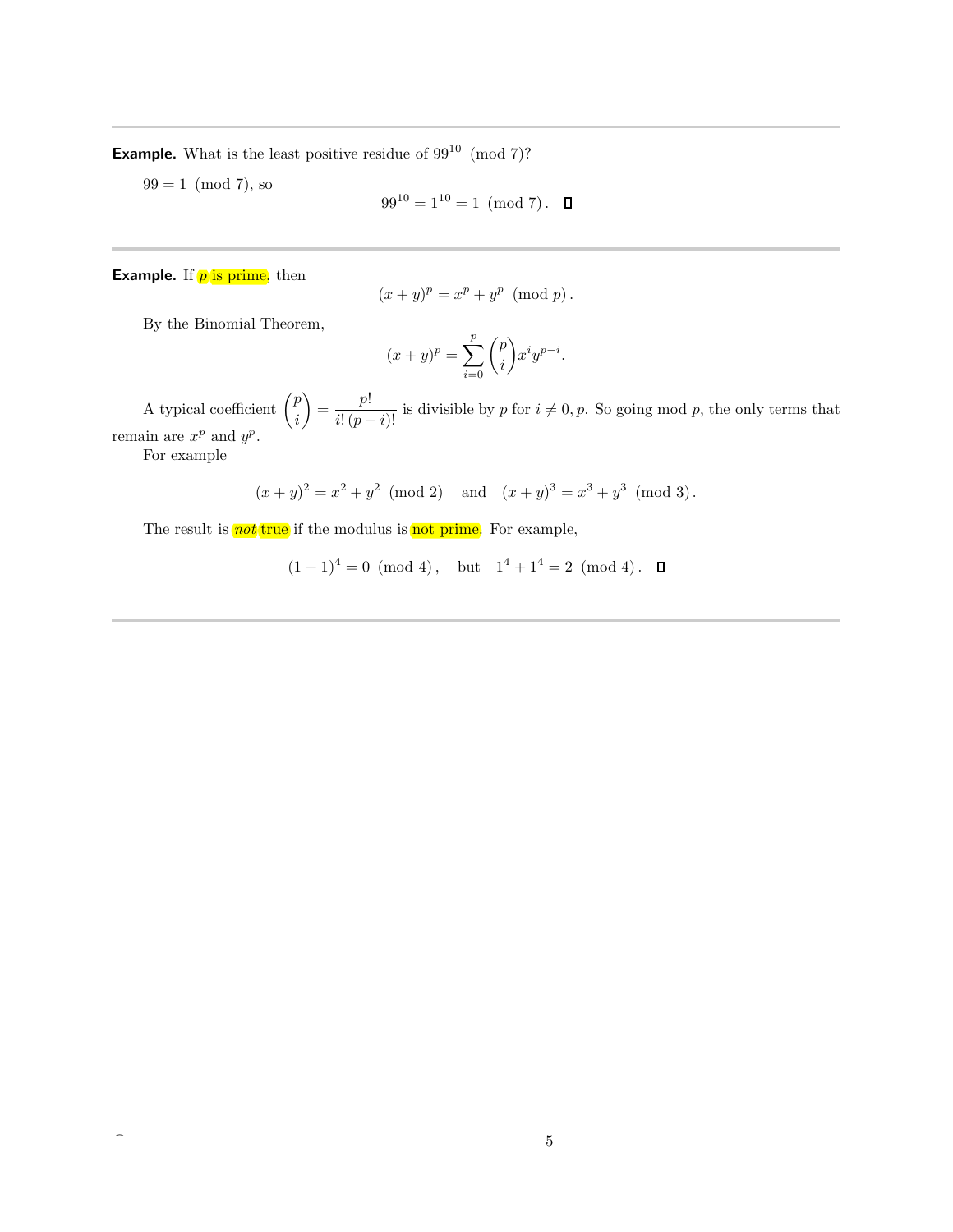---

**Example.** What is the least positive residue of $99^{10} \pmod 7$?

$99 = 1 \pmod 7$, so

$$99^{10} = 1^{10} = 1 \pmod 7. \quad \square$$

---

**Example.** If $p$ is prime, then

$$(x+y)^p = x^p + y^p \pmod p.$$

By the Binomial Theorem,

$$(x+y)^p = \sum_{i=0}^{p} \binom{p}{i} x^i y^{p-i}.$$

A typical coefficient $\displaystyle\binom{p}{i} = \frac{p!}{i!\,(p-i)!}$ is divisible by $p$ for $i \neq 0, p$. So going mod $p$, the only terms that remain are $x^p$ and $y^p$.

For example

$$(x+y)^2 = x^2 + y^2 \pmod 2 \quad \text{and} \quad (x+y)^3 = x^3 + y^3 \pmod 3.$$

The result is *not* true if the modulus is not prime. For example,

$$(1+1)^4 = 0 \pmod 4, \quad \text{but} \quad 1^4 + 1^4 = 2 \pmod 4. \quad \square$$

---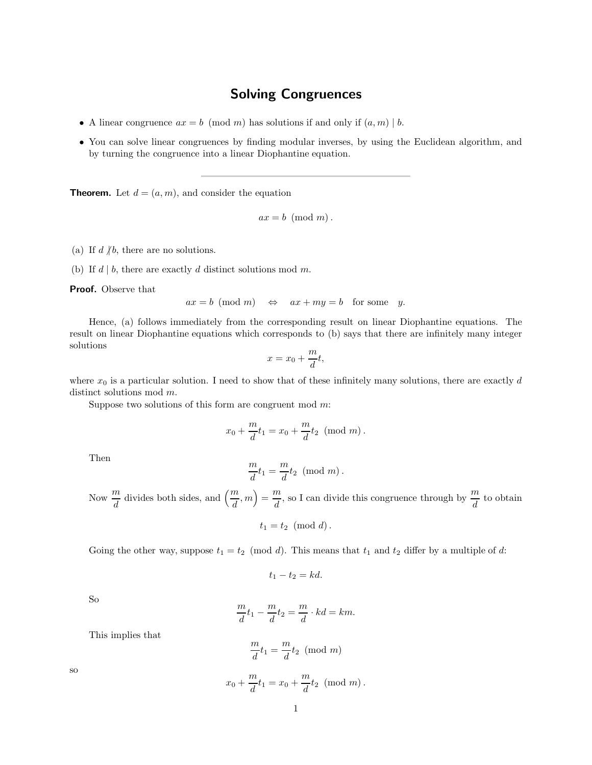# Solving Congruences

- A linear congruence $ax = b \pmod{m}$ has solutions if and only if $(a, m) \mid b$.
- You can solve linear congruences by finding modular inverses, by using the Euclidean algorithm, and by turning the congruence into a linear Diophantine equation.

---

**Theorem.** Let $d = (a, m)$, and consider the equation

$$ax = b \pmod{m}.$$

(a) If $d \nmid b$, there are no solutions.

(b) If $d \mid b$, there are exactly $d$ distinct solutions mod $m$.

**Proof.** Observe that

$$ax = b \pmod{m} \quad \Leftrightarrow \quad ax + my = b \quad \text{for some} \quad y.$$

Hence, (a) follows immediately from the corresponding result on linear Diophantine equations. The result on linear Diophantine equations which corresponds to (b) says that there are infinitely many integer solutions

$$x = x_0 + \frac{m}{d}t,$$

where $x_0$ is a particular solution. I need to show that of these infinitely many solutions, there are exactly $d$ distinct solutions mod $m$.

Suppose two solutions of this form are congruent mod $m$:

$$x_0 + \frac{m}{d}t_1 = x_0 + \frac{m}{d}t_2 \pmod{m}.$$

Then

$$\frac{m}{d}t_1 = \frac{m}{d}t_2 \pmod{m}.$$

Now $\frac{m}{d}$ divides both sides, and $\left(\frac{m}{d}, m\right) = \frac{m}{d}$, so I can divide this congruence through by $\frac{m}{d}$ to obtain

$$t_1 = t_2 \pmod{d}.$$

Going the other way, suppose $t_1 = t_2 \pmod{d}$. This means that $t_1$ and $t_2$ differ by a multiple of $d$:

$$t_1 - t_2 = kd.$$

So

$$\frac{m}{d}t_1 - \frac{m}{d}t_2 = \frac{m}{d} \cdot kd = km.$$

This implies that

$$\frac{m}{d}t_1 = \frac{m}{d}t_2 \pmod{m}$$

so

$$x_0 + \frac{m}{d}t_1 = x_0 + \frac{m}{d}t_2 \pmod{m}.$$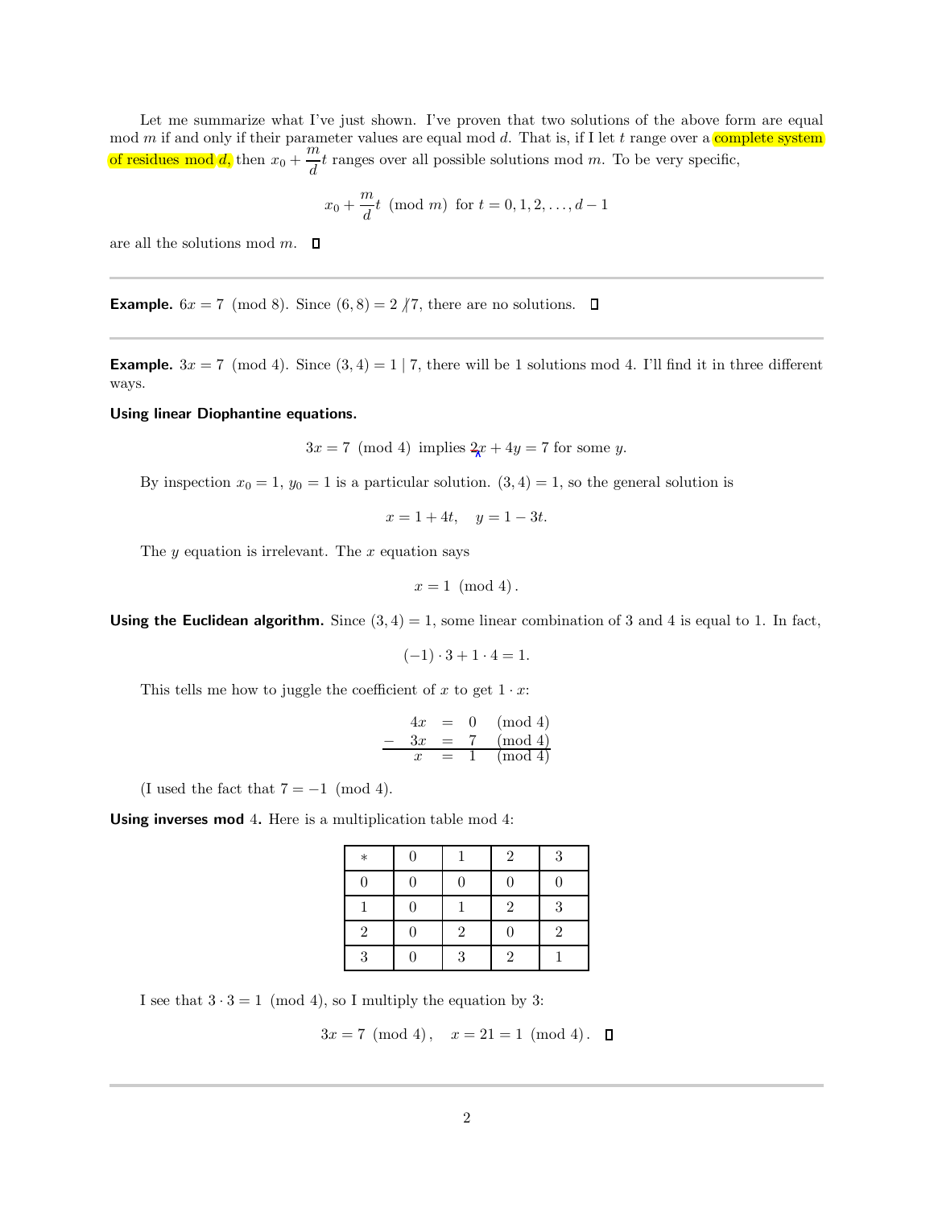Let me summarize what I've just shown. I've proven that two solutions of the above form are equal mod $m$ if and only if their parameter values are equal mod $d$. That is, if I let $t$ range over a complete system of residues mod $d$, then $x_0 + \dfrac{m}{d}t$ ranges over all possible solutions mod $m$. To be very specific,

$$x_0 + \frac{m}{d}t \pmod{m} \quad \text{for } t = 0, 1, 2, \ldots, d-1$$

are all the solutions mod $m$. □

---

**Example.** $6x = 7 \pmod{8}$. Since $(6, 8) = 2 \nmid 7$, there are no solutions. □

---

**Example.** $3x = 7 \pmod{4}$. Since $(3, 4) = 1 \mid 7$, there will be 1 solutions mod 4. I'll find it in three different ways.

**Using linear Diophantine equations.**

$$3x = 7 \pmod{4} \text{ implies } 2x + 4y = 7 \text{ for some } y.$$

By inspection $x_0 = 1$, $y_0 = 1$ is a particular solution. $(3, 4) = 1$, so the general solution is

$$x = 1 + 4t, \quad y = 1 - 3t.$$

The $y$ equation is irrelevant. The $x$ equation says

$$x = 1 \pmod{4}.$$

**Using the Euclidean algorithm.** Since $(3, 4) = 1$, some linear combination of 3 and 4 is equal to 1. In fact,

$$(-1) \cdot 3 + 1 \cdot 4 = 1.$$

This tells me how to juggle the coefficient of $x$ to get $1 \cdot x$:

$$\begin{array}{rrcll} & 4x & = & 0 & \pmod{4} \\ - & 3x & = & 7 & \pmod{4} \\ \hline & x & = & 1 & \pmod{4} \end{array}$$

(I used the fact that $7 = -1 \pmod{4}$).

**Using inverses mod 4.** Here is a multiplication table mod 4:

| * | 0 | 1 | 2 | 3 |
|---|---|---|---|---|
| 0 | 0 | 0 | 0 | 0 |
| 1 | 0 | 1 | 2 | 3 |
| 2 | 0 | 2 | 0 | 2 |
| 3 | 0 | 3 | 2 | 1 |

I see that $3 \cdot 3 = 1 \pmod{4}$, so I multiply the equation by 3:

$$3x = 7 \pmod{4}, \quad x = 21 = 1 \pmod{4}. \quad □$$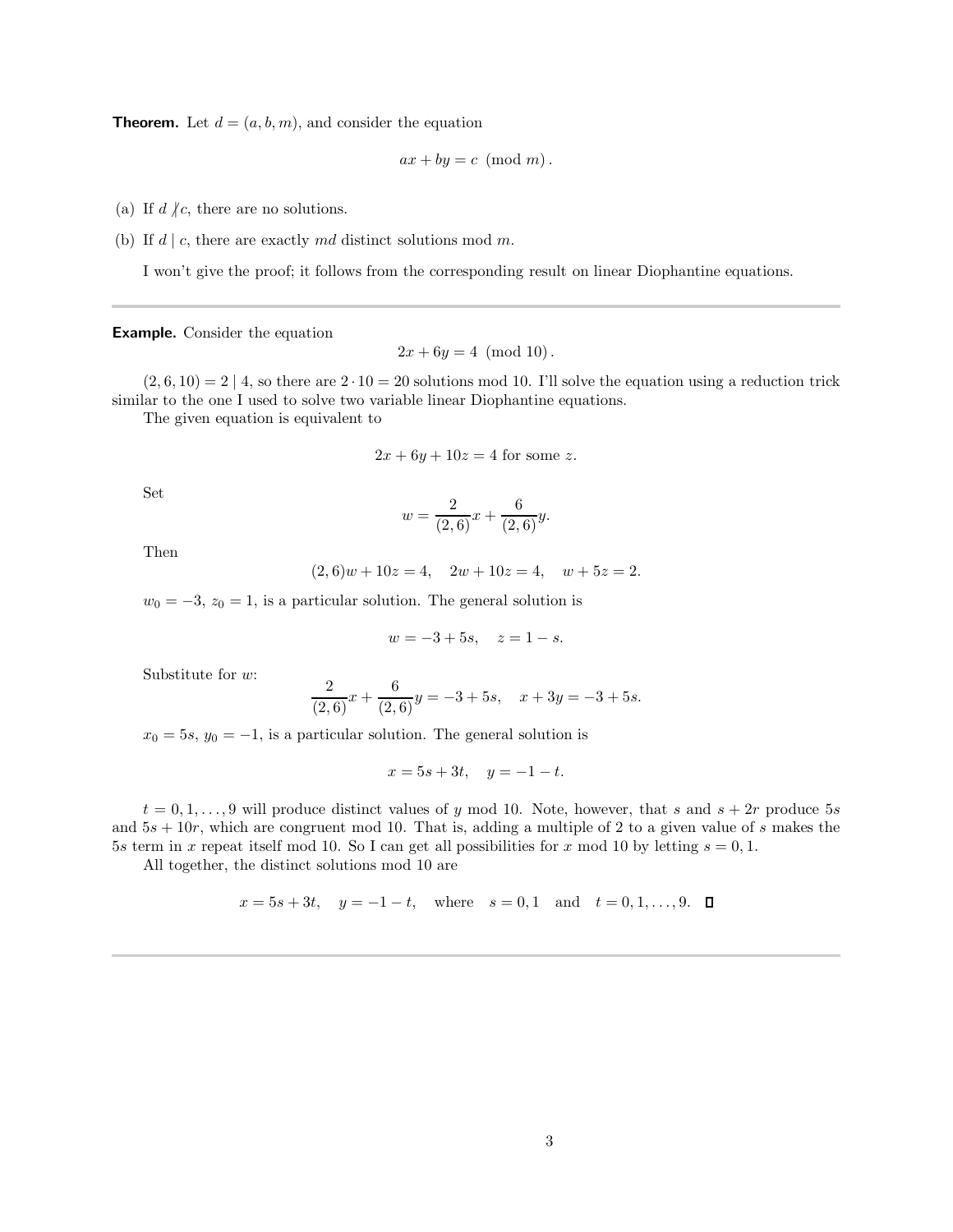**Theorem.** Let $d = (a, b, m)$, and consider the equation

$$ax + by = c \pmod{m}.$$

(a) If $d \nmid c$, there are no solutions.

(b) If $d \mid c$, there are exactly $md$ distinct solutions mod $m$.

I won't give the proof; it follows from the corresponding result on linear Diophantine equations.

---

**Example.** Consider the equation

$$2x + 6y = 4 \pmod{10}.$$

$(2, 6, 10) = 2 \mid 4$, so there are $2 \cdot 10 = 20$ solutions mod 10. I'll solve the equation using a reduction trick similar to the one I used to solve two variable linear Diophantine equations.

The given equation is equivalent to

$$2x + 6y + 10z = 4 \text{ for some } z.$$

Set

$$w = \frac{2}{(2,6)}x + \frac{6}{(2,6)}y.$$

Then

$$(2,6)w + 10z = 4, \quad 2w + 10z = 4, \quad w + 5z = 2.$$

$w_0 = -3$, $z_0 = 1$, is a particular solution. The general solution is

$$w = -3 + 5s, \quad z = 1 - s.$$

Substitute for $w$:

$$\frac{2}{(2,6)}x + \frac{6}{(2,6)}y = -3 + 5s, \quad x + 3y = -3 + 5s.$$

$x_0 = 5s$, $y_0 = -1$, is a particular solution. The general solution is

$$x = 5s + 3t, \quad y = -1 - t.$$

$t = 0, 1, \ldots, 9$ will produce distinct values of $y$ mod 10. Note, however, that $s$ and $s + 2r$ produce $5s$ and $5s + 10r$, which are congruent mod 10. That is, adding a multiple of 2 to a given value of $s$ makes the $5s$ term in $x$ repeat itself mod 10. So I can get all possibilities for $x$ mod 10 by letting $s = 0, 1$.

All together, the distinct solutions mod 10 are

$$x = 5s + 3t, \quad y = -1 - t, \quad \text{where} \quad s = 0, 1 \quad \text{and} \quad t = 0, 1, \ldots, 9. \quad \square$$

---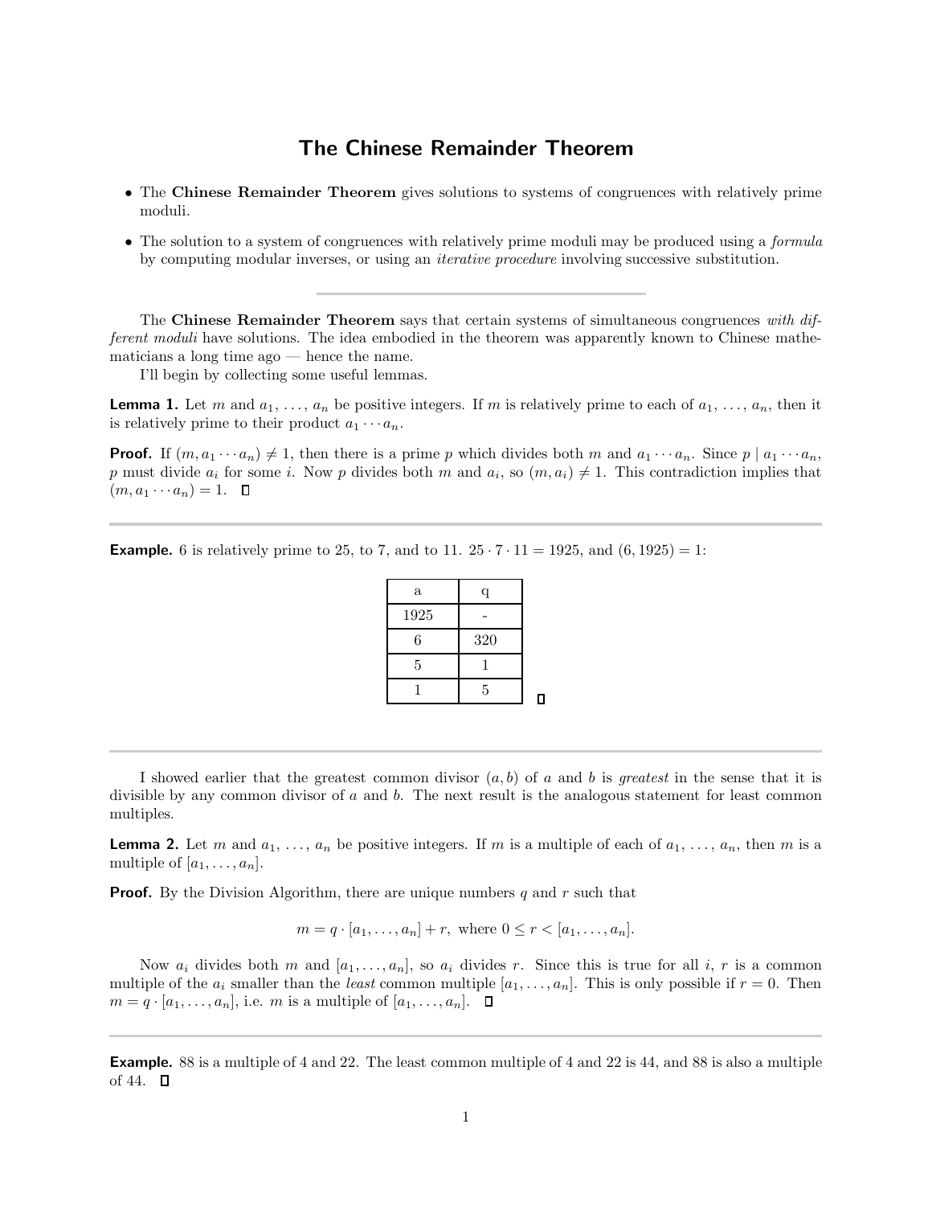# The Chinese Remainder Theorem

- The **Chinese Remainder Theorem** gives solutions to systems of congruences with relatively prime moduli.
- The solution to a system of congruences with relatively prime moduli may be produced using a *formula* by computing modular inverses, or using an *iterative procedure* involving successive substitution.

---

The **Chinese Remainder Theorem** says that certain systems of simultaneous congruences *with different moduli* have solutions. The idea embodied in the theorem was apparently known to Chinese mathematicians a long time ago — hence the name.

I'll begin by collecting some useful lemmas.

**Lemma 1.** Let $m$ and $a_1, \ldots, a_n$ be positive integers. If $m$ is relatively prime to each of $a_1, \ldots, a_n$, then it is relatively prime to their product $a_1 \cdots a_n$.

**Proof.** If $(m, a_1 \cdots a_n) \neq 1$, then there is a prime $p$ which divides both $m$ and $a_1 \cdots a_n$. Since $p \mid a_1 \cdots a_n$, $p$ must divide $a_i$ for some $i$. Now $p$ divides both $m$ and $a_i$, so $(m, a_i) \neq 1$. This contradiction implies that $(m, a_1 \cdots a_n) = 1$. □

---

**Example.** 6 is relatively prime to 25, to 7, and to 11. $25 \cdot 7 \cdot 11 = 1925$, and $(6, 1925) = 1$:

| a | q |
|---|---|
| 1925 | - |
| 6 | 320 |
| 5 | 1 |
| 1 | 5 |

□

---

I showed earlier that the greatest common divisor $(a, b)$ of $a$ and $b$ is *greatest* in the sense that it is divisible by any common divisor of $a$ and $b$. The next result is the analogous statement for least common multiples.

**Lemma 2.** Let $m$ and $a_1, \ldots, a_n$ be positive integers. If $m$ is a multiple of each of $a_1, \ldots, a_n$, then $m$ is a multiple of $[a_1, \ldots, a_n]$.

**Proof.** By the Division Algorithm, there are unique numbers $q$ and $r$ such that

$$m = q \cdot [a_1, \ldots, a_n] + r, \text{ where } 0 \leq r < [a_1, \ldots, a_n].$$

Now $a_i$ divides both $m$ and $[a_1, \ldots, a_n]$, so $a_i$ divides $r$. Since this is true for all $i$, $r$ is a common multiple of the $a_i$ smaller than the *least* common multiple $[a_1, \ldots, a_n]$. This is only possible if $r = 0$. Then $m = q \cdot [a_1, \ldots, a_n]$, i.e. $m$ is a multiple of $[a_1, \ldots, a_n]$. □

---

**Example.** 88 is a multiple of 4 and 22. The least common multiple of 4 and 22 is 44, and 88 is also a multiple of 44. □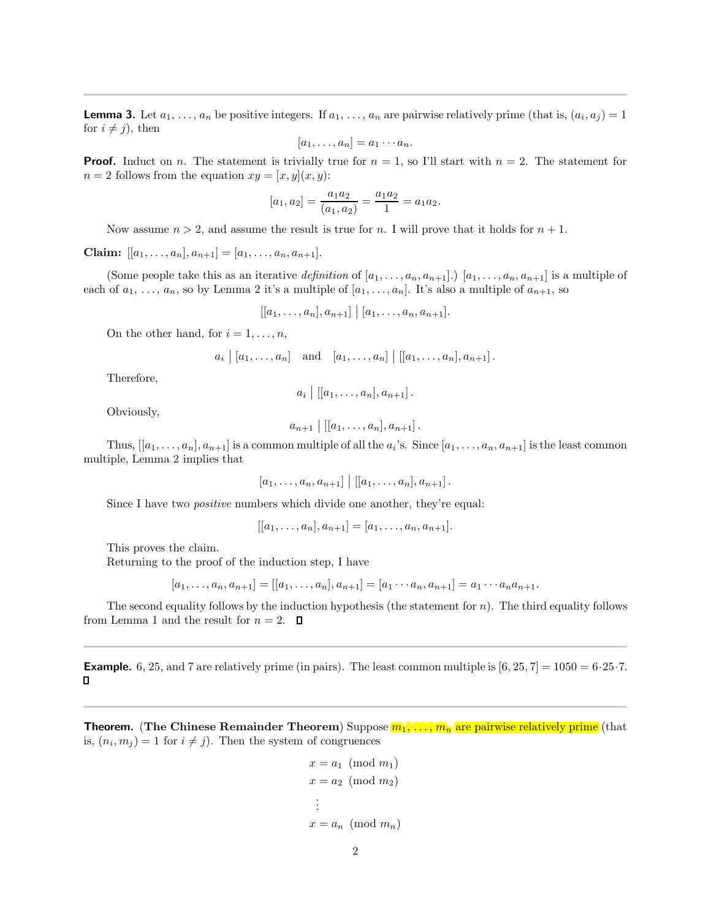---

**Lemma 3.** Let $a_1, \ldots, a_n$ be positive integers. If $a_1, \ldots, a_n$ are pairwise relatively prime (that is, $(a_i, a_j) = 1$ for $i \neq j$), then

$$[a_1, \ldots, a_n] = a_1 \cdots a_n.$$

**Proof.** Induct on $n$. The statement is trivially true for $n = 1$, so I'll start with $n = 2$. The statement for $n = 2$ follows from the equation $xy = [x, y](x, y)$:

$$[a_1, a_2] = \frac{a_1 a_2}{(a_1, a_2)} = \frac{a_1 a_2}{1} = a_1 a_2.$$

Now assume $n > 2$, and assume the result is true for $n$. I will prove that it holds for $n + 1$.

**Claim:** $[[a_1, \ldots, a_n], a_{n+1}] = [a_1, \ldots, a_n, a_{n+1}]$.

(Some people take this as an iterative *definition* of $[a_1, \ldots, a_n, a_{n+1}]$.) $[a_1, \ldots, a_n, a_{n+1}]$ is a multiple of each of $a_1, \ldots, a_n$, so by Lemma 2 it's a multiple of $[a_1, \ldots, a_n]$. It's also a multiple of $a_{n+1}$, so

$$[[a_1, \ldots, a_n], a_{n+1}] \mid [a_1, \ldots, a_n, a_{n+1}].$$

On the other hand, for $i = 1, \ldots, n$,

$$a_i \mid [a_1, \ldots, a_n] \quad \text{and} \quad [a_1, \ldots, a_n] \mid [[a_1, \ldots, a_n], a_{n+1}].$$

Therefore,

$$a_i \mid [[a_1, \ldots, a_n], a_{n+1}].$$

Obviously,

$$a_{n+1} \mid [[a_1, \ldots, a_n], a_{n+1}].$$

Thus, $[[a_1, \ldots, a_n], a_{n+1}]$ is a common multiple of all the $a_i$'s. Since $[a_1, \ldots, a_n, a_{n+1}]$ is the least common multiple, Lemma 2 implies that

$$[a_1, \ldots, a_n, a_{n+1}] \mid [[a_1, \ldots, a_n], a_{n+1}].$$

Since I have two *positive* numbers which divide one another, they're equal:

$$[[a_1, \ldots, a_n], a_{n+1}] = [a_1, \ldots, a_n, a_{n+1}].$$

This proves the claim.

Returning to the proof of the induction step, I have

$$[a_1, \ldots, a_n, a_{n+1}] = [[a_1, \ldots, a_n], a_{n+1}] = [a_1 \cdots a_n, a_{n+1}] = a_1 \cdots a_n a_{n+1}.$$

The second equality follows by the induction hypothesis (the statement for $n$). The third equality follows from Lemma 1 and the result for $n = 2$. □

---

**Example.** 6, 25, and 7 are relatively prime (in pairs). The least common multiple is $[6, 25, 7] = 1050 = 6 \cdot 25 \cdot 7$. □

---

**Theorem.** (**The Chinese Remainder Theorem**) Suppose $m_1, \ldots, m_n$ are pairwise relatively prime (that is, $(n_i, m_j) = 1$ for $i \neq j$). Then the system of congruences

$$\begin{aligned}
x &= a_1 \pmod{m_1} \\
x &= a_2 \pmod{m_2} \\
&\vdots \\
x &= a_n \pmod{m_n}
\end{aligned}$$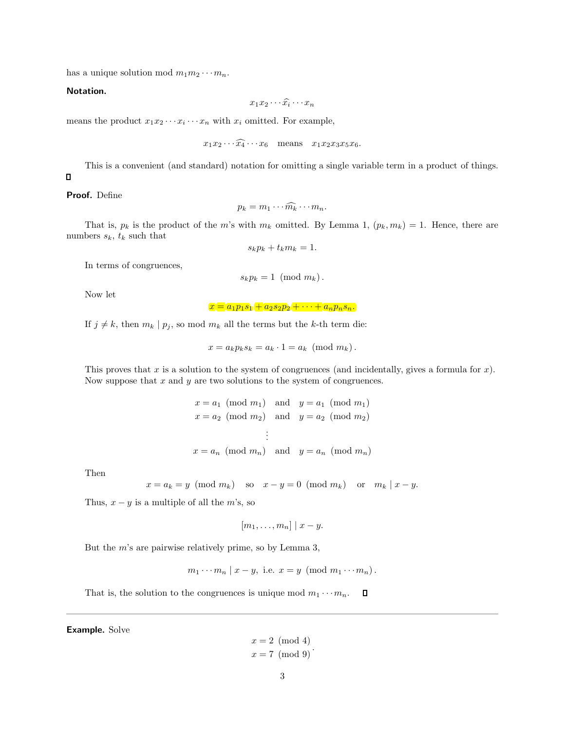has a unique solution mod $m_1 m_2 \cdots m_n$.

**Notation.**

$$x_1 x_2 \cdots \widehat{x_i} \cdots x_n$$

means the product $x_1 x_2 \cdots x_i \cdots x_n$ with $x_i$ omitted. For example,

$$x_1 x_2 \cdots \widehat{x_4} \cdots x_6 \quad \text{means} \quad x_1 x_2 x_3 x_5 x_6.$$

This is a convenient (and standard) notation for omitting a single variable term in a product of things.

□

**Proof.** Define

$$p_k = m_1 \cdots \widehat{m_k} \cdots m_n.$$

That is, $p_k$ is the product of the $m$'s with $m_k$ omitted. By Lemma 1, $(p_k, m_k) = 1$. Hence, there are numbers $s_k$, $t_k$ such that

$$s_k p_k + t_k m_k = 1.$$

In terms of congruences,

$$s_k p_k = 1 \pmod{m_k}.$$

Now let

$$x = a_1 p_1 s_1 + a_2 s_2 p_2 + \cdots + a_n p_n s_n.$$

If $j \neq k$, then $m_k \mid p_j$, so mod $m_k$ all the terms but the $k$-th term die:

$$x = a_k p_k s_k = a_k \cdot 1 = a_k \pmod{m_k}.$$

This proves that $x$ is a solution to the system of congruences (and incidentally, gives a formula for $x$). Now suppose that $x$ and $y$ are two solutions to the system of congruences.

$$\begin{aligned} x &= a_1 \pmod{m_1} \quad \text{and} \quad y = a_1 \pmod{m_1} \\ x &= a_2 \pmod{m_2} \quad \text{and} \quad y = a_2 \pmod{m_2} \\ &\vdots \\ x &= a_n \pmod{m_n} \quad \text{and} \quad y = a_n \pmod{m_n} \end{aligned}$$

Then

$$x = a_k = y \pmod{m_k} \quad \text{so} \quad x - y = 0 \pmod{m_k} \quad \text{or} \quad m_k \mid x - y.$$

Thus, $x - y$ is a multiple of all the $m$'s, so

$$[m_1, \ldots, m_n] \mid x - y.$$

But the $m$'s are pairwise relatively prime, so by Lemma 3,

$$m_1 \cdots m_n \mid x - y, \text{ i.e. } x = y \pmod{m_1 \cdots m_n}.$$

That is, the solution to the congruences is unique mod $m_1 \cdots m_n$. □

---

**Example.** Solve

$$\begin{aligned} x &= 2 \pmod{4} \\ x &= 7 \pmod{9} \end{aligned}.$$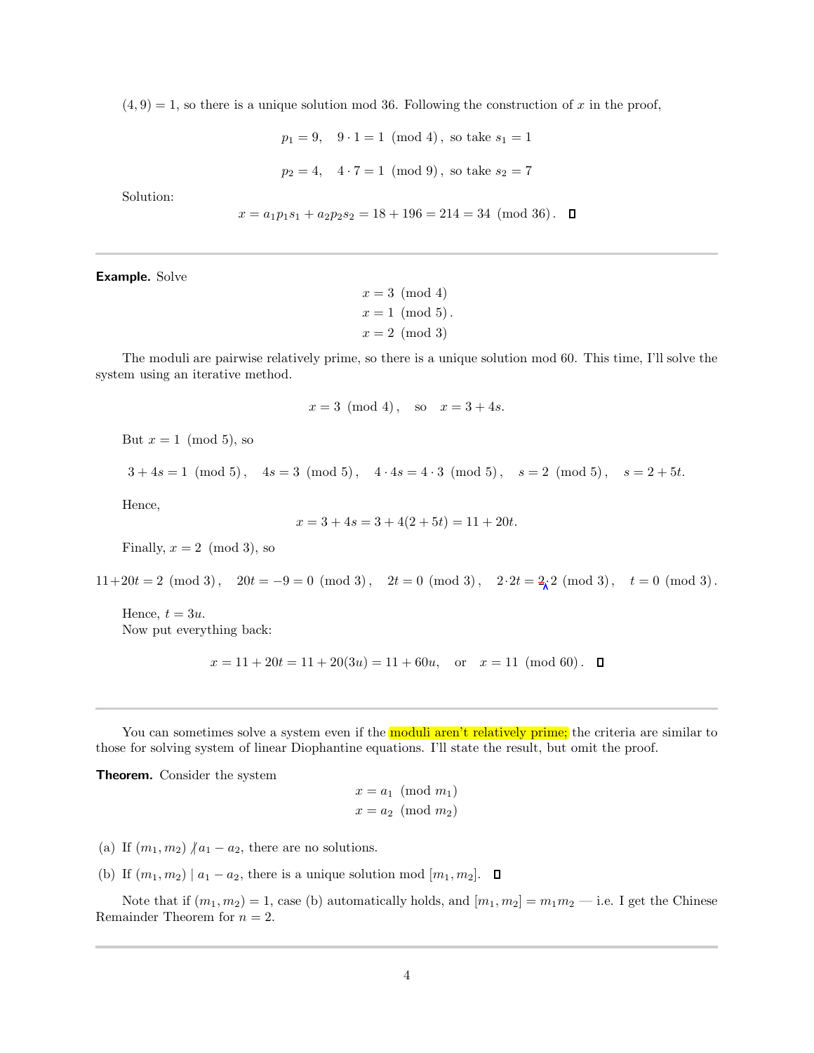$(4, 9) = 1$, so there is a unique solution mod 36. Following the construction of $x$ in the proof,

$$p_1 = 9, \quad 9 \cdot 1 = 1 \pmod 4, \text{ so take } s_1 = 1$$

$$p_2 = 4, \quad 4 \cdot 7 = 1 \pmod 9, \text{ so take } s_2 = 7$$

Solution:

$$x = a_1 p_1 s_1 + a_2 p_2 s_2 = 18 + 196 = 214 = 34 \pmod{36}. \quad \square$$

---

**Example.** Solve

$$\begin{aligned} x &= 3 \pmod 4 \\ x &= 1 \pmod 5. \\ x &= 2 \pmod 3 \end{aligned}$$

The moduli are pairwise relatively prime, so there is a unique solution mod 60. This time, I'll solve the system using an iterative method.

$$x = 3 \pmod 4, \quad \text{so} \quad x = 3 + 4s.$$

But $x = 1 \pmod 5$, so

$$3 + 4s = 1 \pmod 5, \quad 4s = 3 \pmod 5, \quad 4 \cdot 4s = 4 \cdot 3 \pmod 5, \quad s = 2 \pmod 5, \quad s = 2 + 5t.$$

Hence,

$$x = 3 + 4s = 3 + 4(2 + 5t) = 11 + 20t.$$

Finally, $x = 2 \pmod 3$, so

$$11 + 20t = 2 \pmod 3, \quad 20t = -9 = 0 \pmod 3, \quad 2t = 0 \pmod 3, \quad 2 \cdot 2t = 2 \cdot 2 \pmod 3, \quad t = 0 \pmod 3.$$

Hence, $t = 3u$.
Now put everything back:

$$x = 11 + 20t = 11 + 20(3u) = 11 + 60u, \quad \text{or} \quad x = 11 \pmod{60}. \quad \square$$

---

You can sometimes solve a system even if the moduli aren't relatively prime; the criteria are similar to those for solving system of linear Diophantine equations. I'll state the result, but omit the proof.

**Theorem.** Consider the system

$$\begin{aligned} x &= a_1 \pmod{m_1} \\ x &= a_2 \pmod{m_2} \end{aligned}$$

(a) If $(m_1, m_2) \nmid a_1 - a_2$, there are no solutions.

(b) If $(m_1, m_2) \mid a_1 - a_2$, there is a unique solution mod $[m_1, m_2]$. $\square$

Note that if $(m_1, m_2) = 1$, case (b) automatically holds, and $[m_1, m_2] = m_1 m_2$ — i.e. I get the Chinese Remainder Theorem for $n = 2$.

---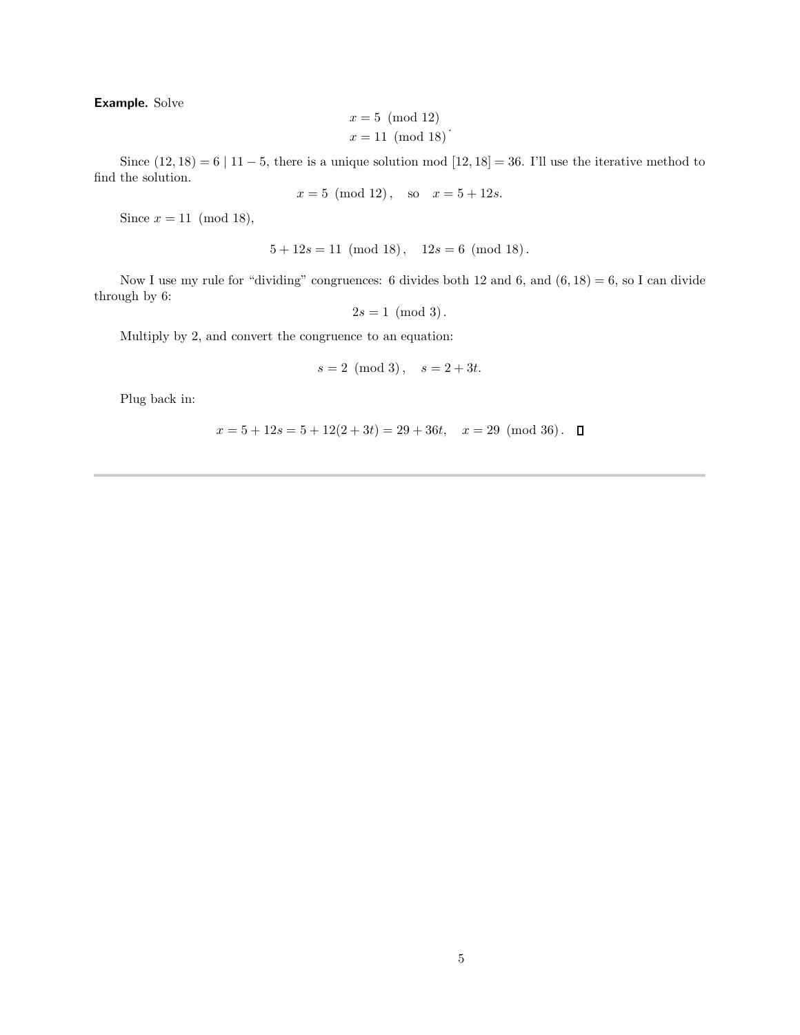**Example.** Solve

$$\begin{aligned} x &= 5 \pmod{12} \\ x &= 11 \pmod{18} \end{aligned}.$$

Since $(12, 18) = 6 \mid 11 - 5$, there is a unique solution mod $[12, 18] = 36$. I'll use the iterative method to find the solution.

$$x = 5 \pmod{12}, \quad \text{so} \quad x = 5 + 12s.$$

Since $x = 11 \pmod{18}$,

$$5 + 12s = 11 \pmod{18}, \quad 12s = 6 \pmod{18}.$$

Now I use my rule for "dividing" congruences: 6 divides both 12 and 6, and $(6, 18) = 6$, so I can divide through by 6:

$$2s = 1 \pmod{3}.$$

Multiply by 2, and convert the congruence to an equation:

$$s = 2 \pmod{3}, \quad s = 2 + 3t.$$

Plug back in:

$$x = 5 + 12s = 5 + 12(2 + 3t) = 29 + 36t, \quad x = 29 \pmod{36}. \quad \square$$